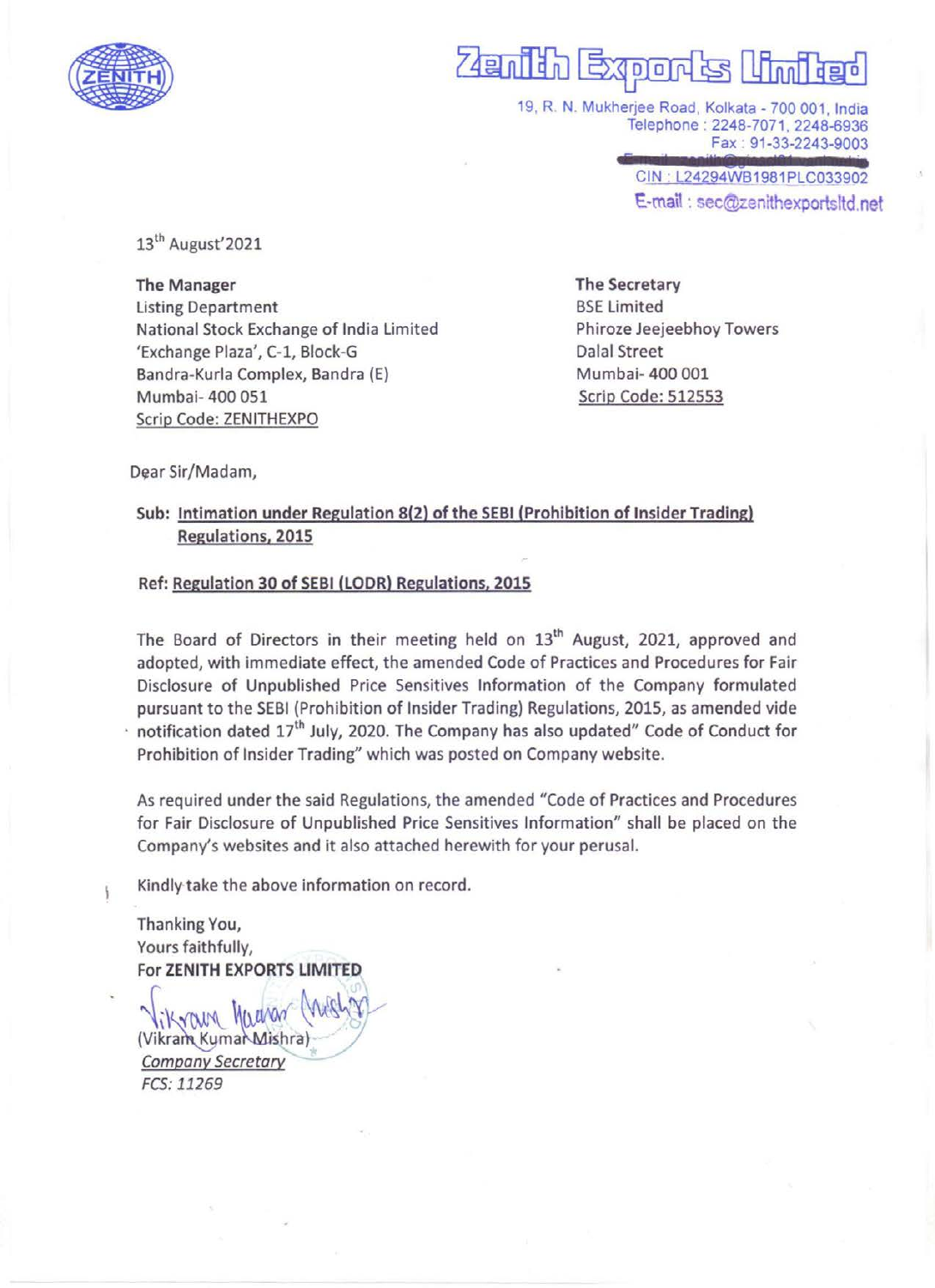# Zenith Exports Limited

19, R. N. Mukherjee Road, Kolkata - 700 001, India
Telephone : 2248-7071, 2248-6936
Fax : 91-33-2243-9003
CIN : L24294WB1981PLC033902
E-mail : sec@zenithexportsltd.net

13th August'2021

**The Manager**
Listing Department
National Stock Exchange of India Limited
'Exchange Plaza', C-1, Block-G
Bandra-Kurla Complex, Bandra (E)
Mumbai- 400 051
Scrip Code: ZENITHEXPO

**The Secretary**
BSE Limited
Phiroze Jeejeebhoy Towers
Dalal Street
Mumbai- 400 001
Scrip Code: 512553

Dear Sir/Madam,

**Sub: Intimation under Regulation 8(2) of the SEBI (Prohibition of Insider Trading) Regulations, 2015**

**Ref: Regulation 30 of SEBI (LODR) Regulations, 2015**

The Board of Directors in their meeting held on 13th August, 2021, approved and adopted, with immediate effect, the amended Code of Practices and Procedures for Fair Disclosure of Unpublished Price Sensitives Information of the Company formulated pursuant to the SEBI (Prohibition of Insider Trading) Regulations, 2015, as amended vide notification dated 17th July, 2020. The Company has also updated" Code of Conduct for Prohibition of Insider Trading" which was posted on Company website.

As required under the said Regulations, the amended "Code of Practices and Procedures for Fair Disclosure of Unpublished Price Sensitives Information" shall be placed on the Company's websites and it also attached herewith for your perusal.

Kindly take the above information on record.

Thanking You,
Yours faithfully,
**For ZENITH EXPORTS LIMITED**

(Vikram Kumar Mishra)
*Company Secretary*
*FCS: 11269*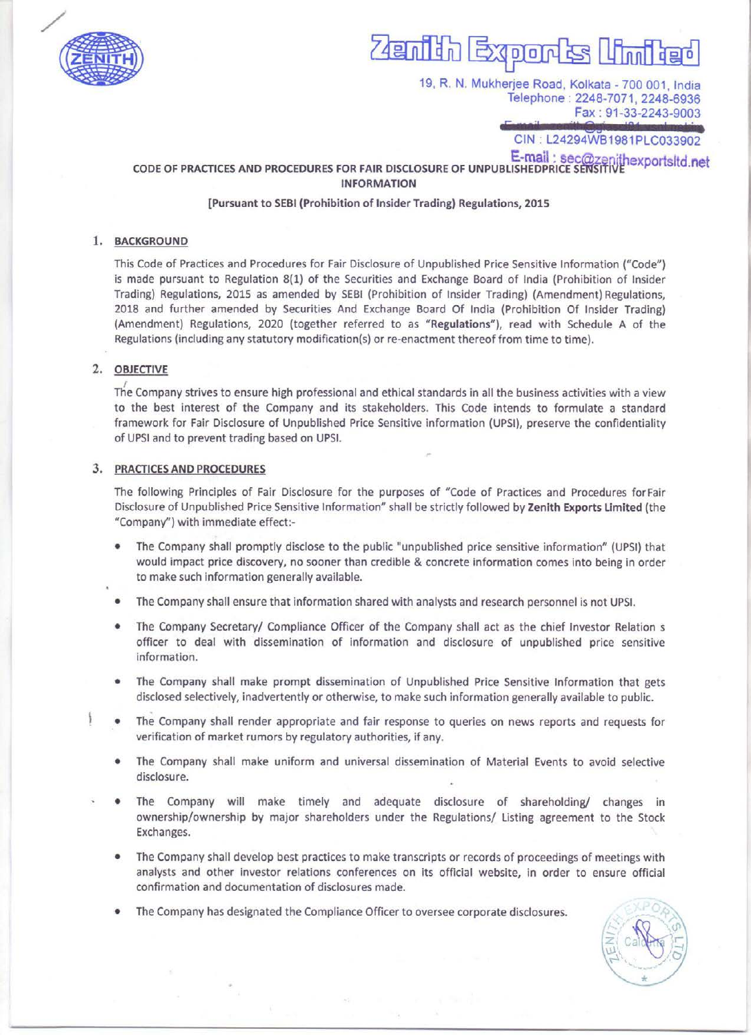# Zenith Exports Limited

19, R. N. Mukherjee Road, Kolkata - 700 001, India
Telephone : 2248-7071, 2248-6936
Fax : 91-33-2243-9003
CIN : L24294WB1981PLC033902
E-mail : sec@zenithexportsltd.net

## CODE OF PRACTICES AND PROCEDURES FOR FAIR DISCLOSURE OF UNPUBLISHEDPRICE SENSITIVE INFORMATION

**[Pursuant to SEBI (Prohibition of Insider Trading) Regulations, 2015**

### 1. BACKGROUND

This Code of Practices and Procedures for Fair Disclosure of Unpublished Price Sensitive Information ("Code") is made pursuant to Regulation 8(1) of the Securities and Exchange Board of India (Prohibition of Insider Trading) Regulations, 2015 as amended by SEBI (Prohibition of Insider Trading) (Amendment) Regulations, 2018 and further amended by Securities And Exchange Board Of India (Prohibition Of Insider Trading) (Amendment) Regulations, 2020 (together referred to as "**Regulations**"), read with Schedule A of the Regulations (including any statutory modification(s) or re-enactment thereof from time to time).

### 2. OBJECTIVE

The Company strives to ensure high professional and ethical standards in all the business activities with a view to the best interest of the Company and its stakeholders. This Code intends to formulate a standard framework for Fair Disclosure of Unpublished Price Sensitive information (UPSI), preserve the confidentiality of UPSI and to prevent trading based on UPSI.

### 3. PRACTICES AND PROCEDURES

The following Principles of Fair Disclosure for the purposes of "Code of Practices and Procedures forFair Disclosure of Unpublished Price Sensitive Information" shall be strictly followed by **Zenith Exports Limited** (the "Company") with immediate effect:-

- The Company shall promptly disclose to the public "unpublished price sensitive information" (UPSI) that would impact price discovery, no sooner than credible & concrete information comes into being in order to make such information generally available.
- The Company shall ensure that information shared with analysts and research personnel is not UPSI.
- The Company Secretary/ Compliance Officer of the Company shall act as the chief Investor Relation s officer to deal with dissemination of information and disclosure of unpublished price sensitive information.
- The Company shall make prompt dissemination of Unpublished Price Sensitive Information that gets disclosed selectively, inadvertently or otherwise, to make such information generally available to public.
- The Company shall render appropriate and fair response to queries on news reports and requests for verification of market rumors by regulatory authorities, if any.
- The Company shall make uniform and universal dissemination of Material Events to avoid selective disclosure.
- The Company will make timely and adequate disclosure of shareholding/ changes in ownership/ownership by major shareholders under the Regulations/ Listing agreement to the Stock Exchanges.
- The Company shall develop best practices to make transcripts or records of proceedings of meetings with analysts and other investor relations conferences on its official website, in order to ensure official confirmation and documentation of disclosures made.
- The Company has designated the Compliance Officer to oversee corporate disclosures.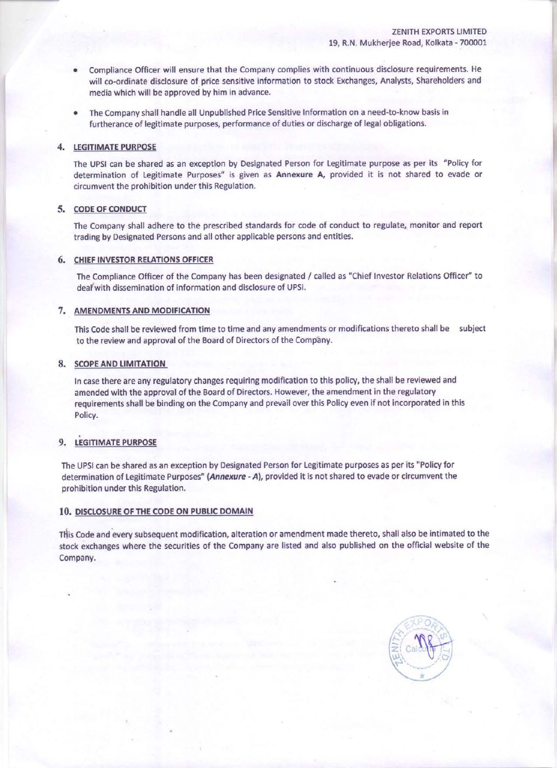- Compliance Officer will ensure that the Company complies with continuous disclosure requirements. He will co-ordinate disclosure of price sensitive information to stock Exchanges, Analysts, Shareholders and media which will be approved by him in advance.

- The Company shall handle all Unpublished Price Sensitive Information on a need-to-know basis in furtherance of legitimate purposes, performance of duties or discharge of legal obligations.

## 4. LEGITIMATE PURPOSE

The UPSI can be shared as an exception by Designated Person for Legitimate purpose as per its "Policy for determination of Legitimate Purposes" is given as **Annexure A,** provided it is not shared to evade or circumvent the prohibition under this Regulation.

## 5. CODE OF CONDUCT

The Company shall adhere to the prescribed standards for code of conduct to regulate, monitor and report trading by Designated Persons and all other applicable persons and entities.

## 6. CHIEF INVESTOR RELATIONS OFFICER

The Compliance Officer of the Company has been designated / called as "Chief Investor Relations Officer" to deal with dissemination of information and disclosure of UPSI.

## 7. AMENDMENTS AND MODIFICATION

This Code shall be reviewed from time to time and any amendments or modifications thereto shall be subject to the review and approval of the Board of Directors of the Company.

## 8. SCOPE AND LIMITATION

In case there are any regulatory changes requiring modification to this policy, the shall be reviewed and amended with the approval of the Board of Directors. However, the amendment in the regulatory requirements shall be binding on the Company and prevail over this Policy even if not incorporated in this Policy.

## 9. LEGITIMATE PURPOSE

The UPSI can be shared as an exception by Designated Person for Legitimate purposes as per its "Policy for determination of Legitimate Purposes" ***(Annexure - A)***, provided it is not shared to evade or circumvent the prohibition under this Regulation.

## 10. DISCLOSURE OF THE CODE ON PUBLIC DOMAIN

This Code and every subsequent modification, alteration or amendment made thereto, shall also be intimated to the stock exchanges where the securities of the Company are listed and also published on the official website of the Company.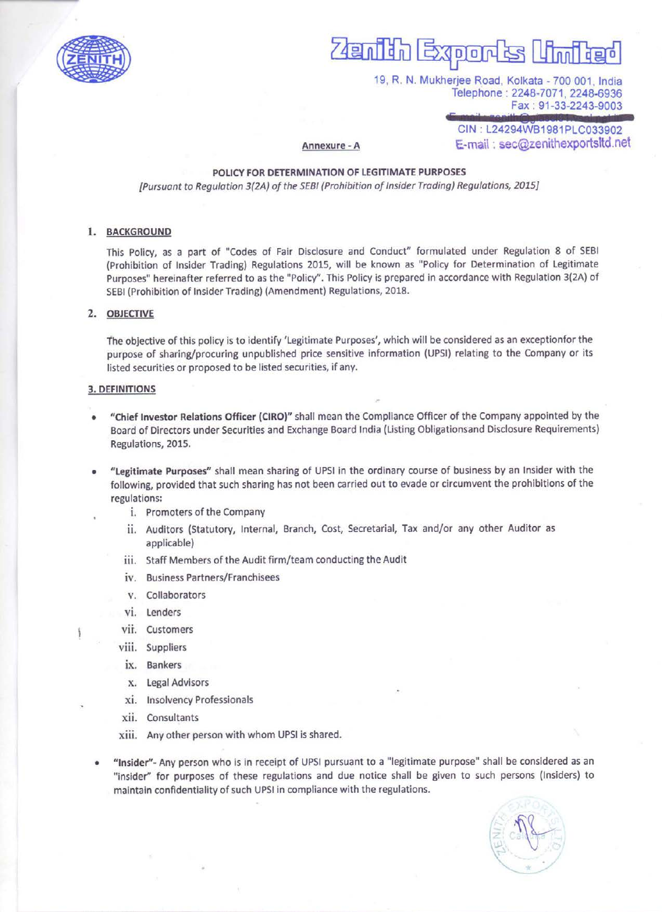# Zenith Exports Limited

19, R. N. Mukherjee Road, Kolkata - 700 001, India
Telephone : 2248-7071, 2248-6936
Fax : 91-33-2243-9003
CIN : L24294WB1981PLC033902
E-mail : sec@zenithexportsltd.net

**Annexure - A**

**POLICY FOR DETERMINATION OF LEGITIMATE PURPOSES**

*[Pursuant to Regulation 3(2A) of the SEBI (Prohibition of Insider Trading) Regulations, 2015]*

## 1. BACKGROUND

This Policy, as a part of "Codes of Fair Disclosure and Conduct" formulated under Regulation 8 of SEBI (Prohibition of Insider Trading) Regulations 2015, will be known as "Policy for Determination of Legitimate Purposes" hereinafter referred to as the "Policy". This Policy is prepared in accordance with Regulation 3(2A) of SEBI (Prohibition of Insider Trading) (Amendment) Regulations, 2018.

## 2. OBJECTIVE

The objective of this policy is to identify 'Legitimate Purposes', which will be considered as an exceptionfor the purpose of sharing/procuring unpublished price sensitive information (UPSI) relating to the Company or its listed securities or proposed to be listed securities, if any.

## 3. DEFINITIONS

- **"Chief Investor Relations Officer (CIRO)"** shall mean the Compliance Officer of the Company appointed by the Board of Directors under Securities and Exchange Board India (Listing Obligationsand Disclosure Requirements) Regulations, 2015.

- **"Legitimate Purposes"** shall mean sharing of UPSI in the ordinary course of business by an Insider with the following, provided that such sharing has not been carried out to evade or circumvent the prohibitions of the regulations:
  - i. Promoters of the Company
  - ii. Auditors (Statutory, Internal, Branch, Cost, Secretarial, Tax and/or any other Auditor as applicable)
  - iii. Staff Members of the Audit firm/team conducting the Audit
  - iv. Business Partners/Franchisees
  - v. Collaborators
  - vi. Lenders
  - vii. Customers
  - viii. Suppliers
  - ix. Bankers
  - x. Legal Advisors
  - xi. Insolvency Professionals
  - xii. Consultants
  - xiii. Any other person with whom UPSI is shared.

- **"Insider"**- Any person who is in receipt of UPSI pursuant to a "legitimate purpose" shall be considered as an "insider" for purposes of these regulations and due notice shall be given to such persons (Insiders) to maintain confidentiality of such UPSI in compliance with the regulations.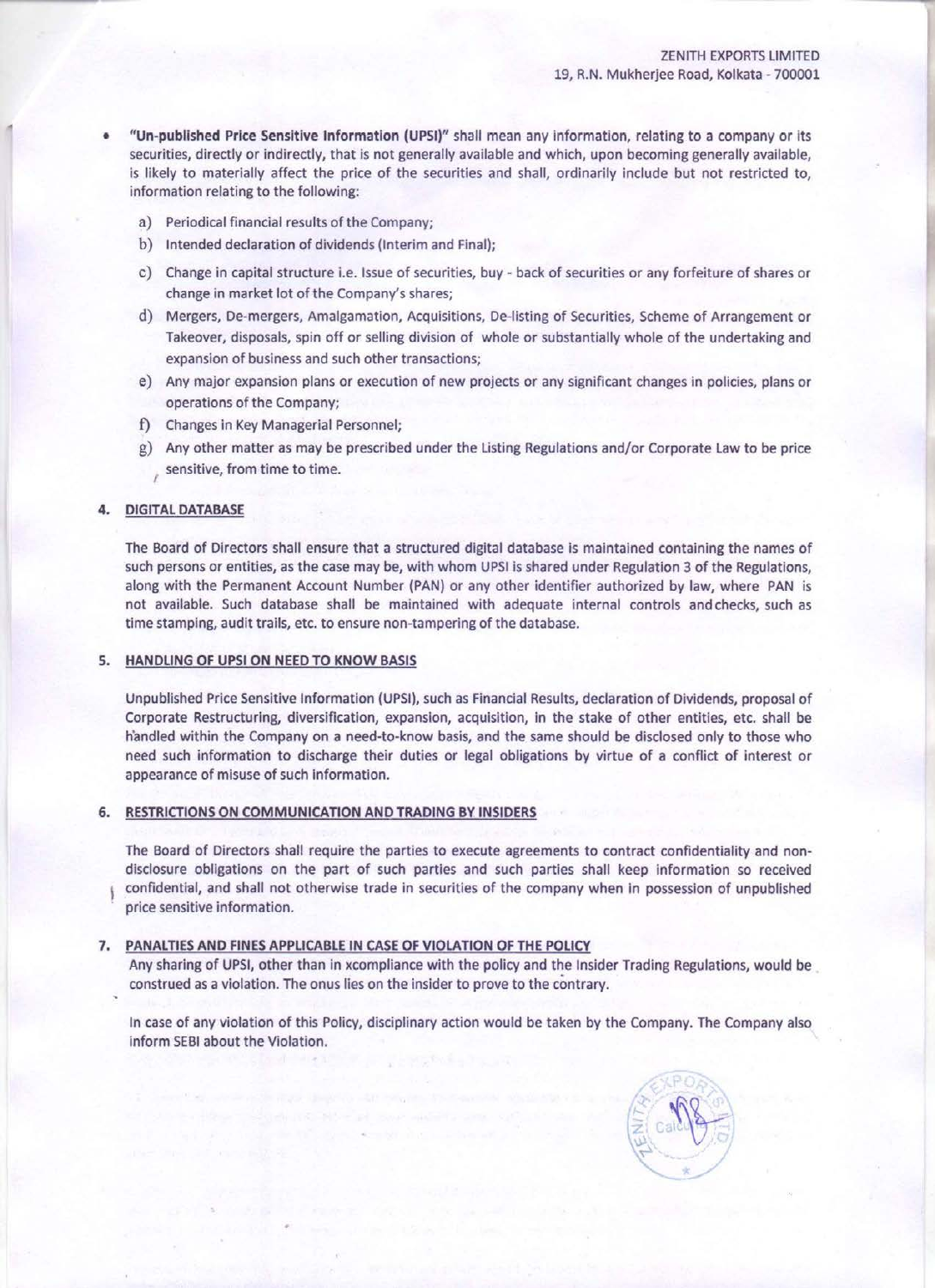- **"Un-published Price Sensitive Information (UPSI)"** shall mean any information, relating to a company or its securities, directly or indirectly, that is not generally available and which, upon becoming generally available, is likely to materially affect the price of the securities and shall, ordinarily include but not restricted to, information relating to the following:

  a) Periodical financial results of the Company;

  b) Intended declaration of dividends (Interim and Final);

  c) Change in capital structure i.e. Issue of securities, buy - back of securities or any forfeiture of shares or change in market lot of the Company's shares;

  d) Mergers, De-mergers, Amalgamation, Acquisitions, De-listing of Securities, Scheme of Arrangement or Takeover, disposals, spin off or selling division of whole or substantially whole of the undertaking and expansion of business and such other transactions;

  e) Any major expansion plans or execution of new projects or any significant changes in policies, plans or operations of the Company;

  f) Changes in Key Managerial Personnel;

  g) Any other matter as may be prescribed under the Listing Regulations and/or Corporate Law to be price sensitive, from time to time.

## 4. DIGITAL DATABASE

The Board of Directors shall ensure that a structured digital database is maintained containing the names of such persons or entities, as the case may be, with whom UPSI is shared under Regulation 3 of the Regulations, along with the Permanent Account Number (PAN) or any other identifier authorized by law, where PAN is not available. Such database shall be maintained with adequate internal controls and checks, such as time stamping, audit trails, etc. to ensure non-tampering of the database.

## 5. HANDLING OF UPSI ON NEED TO KNOW BASIS

Unpublished Price Sensitive Information (UPSI), such as Financial Results, declaration of Dividends, proposal of Corporate Restructuring, diversification, expansion, acquisition, in the stake of other entities, etc. shall be handled within the Company on a need-to-know basis, and the same should be disclosed only to those who need such information to discharge their duties or legal obligations by virtue of a conflict of interest or appearance of misuse of such information.

## 6. RESTRICTIONS ON COMMUNICATION AND TRADING BY INSIDERS

The Board of Directors shall require the parties to execute agreements to contract confidentiality and non-disclosure obligations on the part of such parties and such parties shall keep information so received confidential, and shall not otherwise trade in securities of the company when in possession of unpublished price sensitive information.

## 7. PANALTIES AND FINES APPLICABLE IN CASE OF VIOLATION OF THE POLICY

Any sharing of UPSI, other than in xcompliance with the policy and the Insider Trading Regulations, would be construed as a violation. The onus lies on the insider to prove to the contrary.

In case of any violation of this Policy, disciplinary action would be taken by the Company. The Company also inform SEBI about the Violation.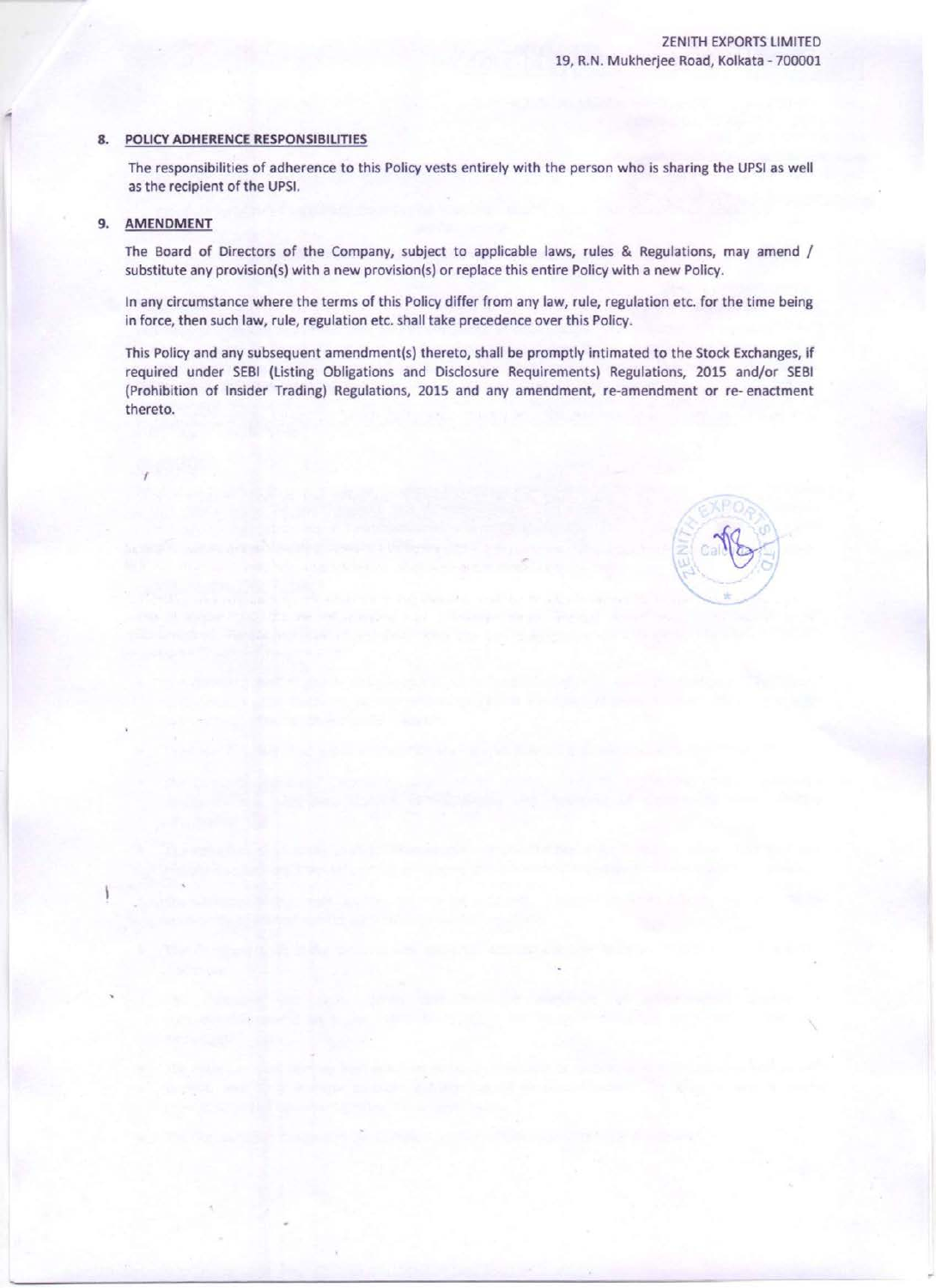## 8. POLICY ADHERENCE RESPONSIBILITIES

The responsibilities of adherence to this Policy vests entirely with the person who is sharing the UPSI as well as the recipient of the UPSI.

## 9. AMENDMENT

The Board of Directors of the Company, subject to applicable laws, rules & Regulations, may amend / substitute any provision(s) with a new provision(s) or replace this entire Policy with a new Policy.

In any circumstance where the terms of this Policy differ from any law, rule, regulation etc. for the time being in force, then such law, rule, regulation etc. shall take precedence over this Policy.

This Policy and any subsequent amendment(s) thereto, shall be promptly intimated to the Stock Exchanges, if required under SEBI (Listing Obligations and Disclosure Requirements) Regulations, 2015 and/or SEBI (Prohibition of Insider Trading) Regulations, 2015 and any amendment, re-amendment or re- enactment thereto.